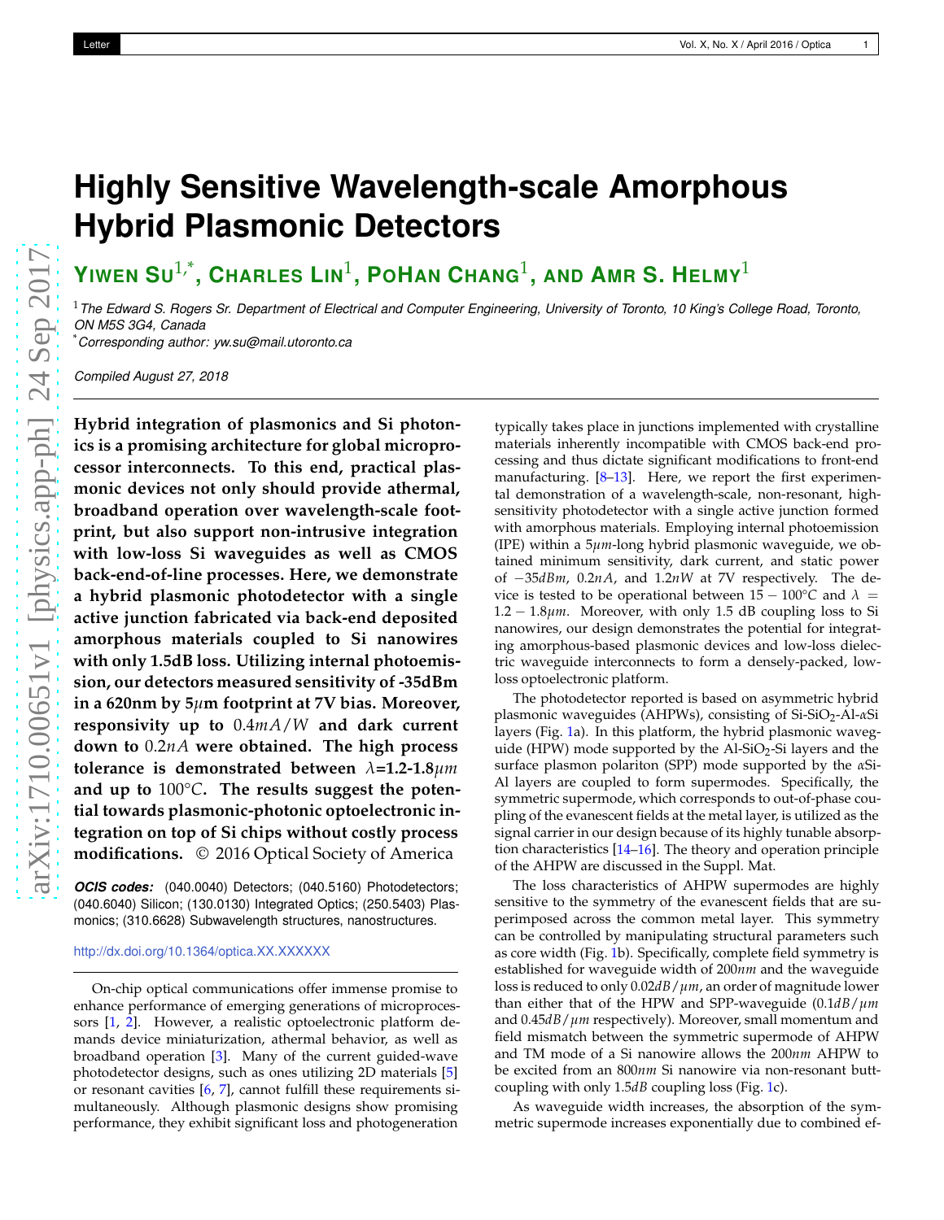# Highly Sensitive Wavelength-scale Amorphous Hybrid Plasmonic Detectors

**Yiwen Su[1,*], Charles Lin[1], PoHan Chang[1], and Amr S. Helmy[1]**

[1] *The Edward S. Rogers Sr. Department of Electrical and Computer Engineering, University of Toronto, 10 King's College Road, Toronto, ON M5S 3G4, Canada*

[*] *Corresponding author: yw.su@mail.utoronto.ca*

*Compiled August 27, 2018*

**Hybrid integration of plasmonics and Si photonics is a promising architecture for global microprocessor interconnects. To this end, practical plasmonic devices not only should provide athermal, broadband operation over wavelength-scale footprint, but also support non-intrusive integration with low-loss Si waveguides as well as CMOS back-end-of-line processes. Here, we demonstrate a hybrid plasmonic photodetector with a single active junction fabricated via back-end deposited amorphous materials coupled to Si nanowires with only 1.5dB loss. Utilizing internal photoemission, our detectors measured sensitivity of -35dBm in a 620nm by 5$\mu$m footprint at 7V bias. Moreover, responsivity up to $0.4mA/W$ and dark current down to $0.2nA$ were obtained. The high process tolerance is demonstrated between $\lambda$=1.2-1.8$\mu m$ and up to $100°C$. The results suggest the potential towards plasmonic-photonic optoelectronic integration on top of Si chips without costly process modifications.** © 2016 Optical Society of America

***OCIS codes:*** (040.0040) Detectors; (040.5160) Photodetectors; (040.6040) Silicon; (130.0130) Integrated Optics; (250.5403) Plasmonics; (310.6628) Subwavelength structures, nanostructures.

http://dx.doi.org/10.1364/optica.XX.XXXXXX

On-chip optical communications offer immense promise to enhance performance of emerging generations of microprocessors [1, 2]. However, a realistic optoelectronic platform demands device miniaturization, athermal behavior, as well as broadband operation [3]. Many of the current guided-wave photodetector designs, such as ones utilizing 2D materials [5] or resonant cavities [6, 7], cannot fulfill these requirements simultaneously. Although plasmonic designs show promising performance, they exhibit significant loss and photogeneration typically takes place in junctions implemented with crystalline materials inherently incompatible with CMOS back-end processing and thus dictate significant modifications to front-end manufacturing. [8–13]. Here, we report the first experimental demonstration of a wavelength-scale, non-resonant, high-sensitivity photodetector with a single active junction formed with amorphous materials. Employing internal photoemission (IPE) within a 5$\mu m$-long hybrid plasmonic waveguide, we obtained minimum sensitivity, dark current, and static power of $-35dBm$, $0.2nA$, and $1.2nW$ at 7V respectively. The device is tested to be operational between $15-100°C$ and $\lambda = 1.2-1.8\mu m$. Moreover, with only 1.5 dB coupling loss to Si nanowires, our design demonstrates the potential for integrating amorphous-based plasmonic devices and low-loss dielectric waveguide interconnects to form a densely-packed, low-loss optoelectronic platform.

The photodetector reported is based on asymmetric hybrid plasmonic waveguides (AHPWs), consisting of Si-$SiO_2$-Al-$\alpha$Si layers (Fig. 1a). In this platform, the hybrid plasmonic waveguide (HPW) mode supported by the Al-$SiO_2$-Si layers and the surface plasmon polariton (SPP) mode supported by the $\alpha$Si-Al layers are coupled to form supermodes. Specifically, the symmetric supermode, which corresponds to out-of-phase coupling of the evanescent fields at the metal layer, is utilized as the signal carrier in our design because of its highly tunable absorption characteristics [14–16]. The theory and operation principle of the AHPW are discussed in the Suppl. Mat.

The loss characteristics of AHPW supermodes are highly sensitive to the symmetry of the evanescent fields that are superimposed across the common metal layer. This symmetry can be controlled by manipulating structural parameters such as core width (Fig. 1b). Specifically, complete field symmetry is established for waveguide width of 200$nm$ and the waveguide loss is reduced to only $0.02dB/\mu m$, an order of magnitude lower than either that of the HPW and SPP-waveguide ($0.1dB/\mu m$ and $0.45dB/\mu m$ respectively). Moreover, small momentum and field mismatch between the symmetric supermode of AHPW and TM mode of a Si nanowire allows the 200$nm$ AHPW to be excited from an 800$nm$ Si nanowire via non-resonant butt-coupling with only 1.5$dB$ coupling loss (Fig. 1c).

As waveguide width increases, the absorption of the symmetric supermode increases exponentially due to combined ef-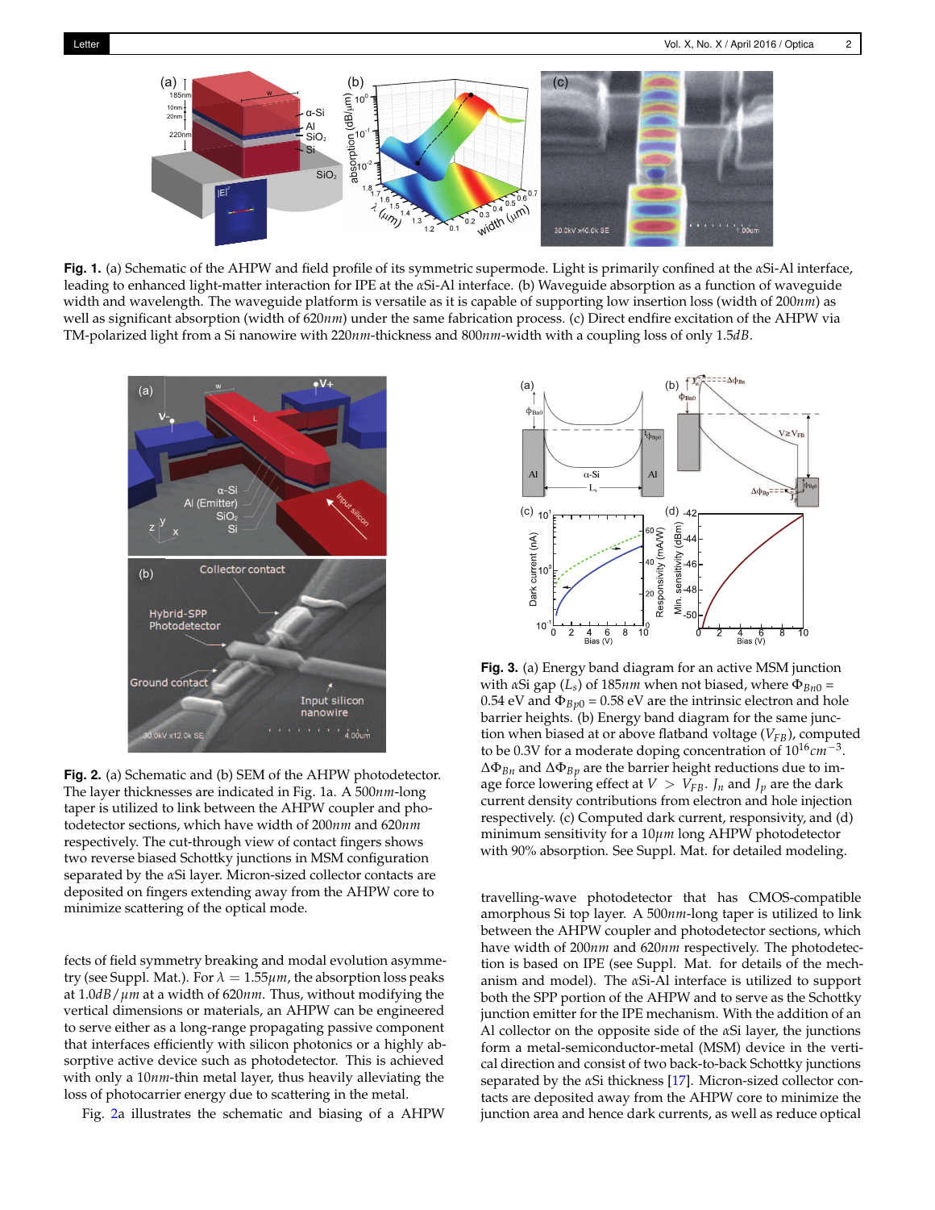**Fig. 1.** (a) Schematic of the AHPW and field profile of its symmetric supermode. Light is primarily confined at the αSi-Al interface, leading to enhanced light-matter interaction for IPE at the αSi-Al interface. (b) Waveguide absorption as a function of waveguide width and wavelength. The waveguide platform is versatile as it is capable of supporting low insertion loss (width of 200$nm$) as well as significant absorption (width of 620$nm$) under the same fabrication process. (c) Direct endfire excitation of the AHPW via TM-polarized light from a Si nanowire with 220$nm$-thickness and 800$nm$-width with a coupling loss of only 1.5$dB$.

**Fig. 2.** (a) Schematic and (b) SEM of the AHPW photodetector. The layer thicknesses are indicated in Fig. 1a. A 500$nm$-long taper is utilized to link between the AHPW coupler and photodetector sections, which have width of 200$nm$ and 620$nm$ respectively. The cut-through view of contact fingers shows two reverse biased Schottky junctions in MSM configuration separated by the αSi layer. Micron-sized collector contacts are deposited on fingers extending away from the AHPW core to minimize scattering of the optical mode.

fects of field symmetry breaking and modal evolution asymmetry (see Suppl. Mat.). For $\lambda = 1.55\mu m$, the absorption loss peaks at $1.0dB/\mu m$ at a width of 620$nm$. Thus, without modifying the vertical dimensions or materials, an AHPW can be engineered to serve either as a long-range propagating passive component that interfaces efficiently with silicon photonics or a highly absorptive active device such as photodetector. This is achieved with only a 10$nm$-thin metal layer, thus heavily alleviating the loss of photocarrier energy due to scattering in the metal.

Fig. 2a illustrates the schematic and biasing of a AHPW travelling-wave photodetector that has CMOS-compatible amorphous Si top layer. A 500$nm$-long taper is utilized to link between the AHPW coupler and photodetector sections, which have width of 200$nm$ and 620$nm$ respectively. The photodetection is based on IPE (see Suppl. Mat. for details of the mechanism and model). The αSi-Al interface is utilized to support both the SPP portion of the AHPW and to serve as the Schottky junction emitter for the IPE mechanism. With the addition of an Al collector on the opposite side of the αSi layer, the junctions form a metal-semiconductor-metal (MSM) device in the vertical direction and consist of two back-to-back Schottky junctions separated by the αSi thickness [17]. Micron-sized collector contacts are deposited away from the AHPW core to minimize the junction area and hence dark currents, as well as reduce optical

**Fig. 3.** (a) Energy band diagram for an active MSM junction with αSi gap ($L_s$) of 185$nm$ when not biased, where $\Phi_{Bn0}$ = 0.54 eV and $\Phi_{Bp0}$ = 0.58 eV are the intrinsic electron and hole barrier heights. (b) Energy band diagram for the same junction when biased at or above flatband voltage ($V_{FB}$), computed to be 0.3V for a moderate doping concentration of $10^{16}cm^{-3}$. $\Delta\Phi_{Bn}$ and $\Delta\Phi_{Bp}$ are the barrier height reductions due to image force lowering effect at $V > V_{FB}$. $J_n$ and $J_p$ are the dark current density contributions from electron and hole injection respectively. (c) Computed dark current, responsivity, and (d) minimum sensitivity for a 10$\mu m$ long AHPW photodetector with 90% absorption. See Suppl. Mat. for detailed modeling.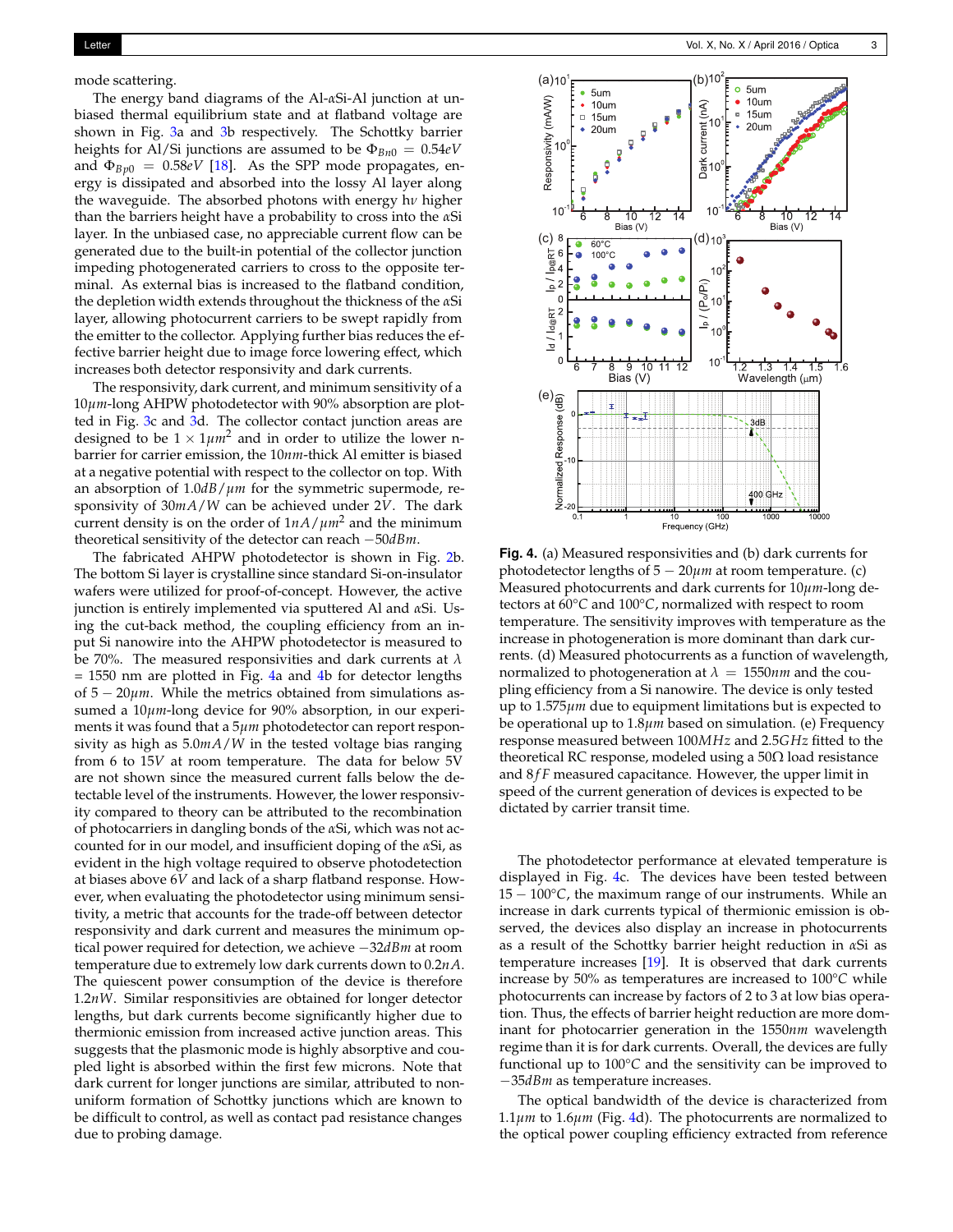mode scattering.

The energy band diagrams of the Al-$\alpha$Si-Al junction at unbiased thermal equilibrium state and at flatband voltage are shown in Fig. 3a and 3b respectively. The Schottky barrier heights for Al/Si junctions are assumed to be $\Phi_{Bn0} = 0.54eV$ and $\Phi_{Bp0} = 0.58eV$ [18]. As the SPP mode propagates, energy is dissipated and absorbed into the lossy Al layer along the waveguide. The absorbed photons with energy h$\nu$ higher than the barriers height have a probability to cross into the $\alpha$Si layer. In the unbiased case, no appreciable current flow can be generated due to the built-in potential of the collector junction impeding photogenerated carriers to cross to the opposite terminal. As external bias is increased to the flatband condition, the depletion width extends throughout the thickness of the $\alpha$Si layer, allowing photocurrent carriers to be swept rapidly from the emitter to the collector. Applying further bias reduces the effective barrier height due to image force lowering effect, which increases both detector responsivity and dark currents.

The responsivity, dark current, and minimum sensitivity of a $10\mu m$-long AHPW photodetector with 90% absorption are plotted in Fig. 3c and 3d. The collector contact junction areas are designed to be $1 \times 1\mu m^2$ and in order to utilize the lower n-barrier for carrier emission, the $10nm$-thick Al emitter is biased at a negative potential with respect to the collector on top. With an absorption of $1.0dB/\mu m$ for the symmetric supermode, responsivity of $30mA/W$ can be achieved under $2V$. The dark current density is on the order of $1nA/\mu m^2$ and the minimum theoretical sensitivity of the detector can reach $-50dBm$.

The fabricated AHPW photodetector is shown in Fig. 2b. The bottom Si layer is crystalline since standard Si-on-insulator wafers were utilized for proof-of-concept. However, the active junction is entirely implemented via sputtered Al and $\alpha$Si. Using the cut-back method, the coupling efficiency from an input Si nanowire into the AHPW photodetector is measured to be 70%. The measured responsivities and dark currents at $\lambda$ = 1550 nm are plotted in Fig. 4a and 4b for detector lengths of $5 - 20\mu m$. While the metrics obtained from simulations assumed a $10\mu m$-long device for 90% absorption, in our experiments it was found that a $5\mu m$ photodetector can report responsivity as high as $5.0mA/W$ in the tested voltage bias ranging from 6 to $15V$ at room temperature. The data for below 5V are not shown since the measured current falls below the detectable level of the instruments. However, the lower responsivity compared to theory can be attributed to the recombination of photocarriers in dangling bonds of the $\alpha$Si, which was not accounted for in our model, and insufficient doping of the $\alpha$Si, as evident in the high voltage required to observe photodetection at biases above $6V$ and lack of a sharp flatband response. However, when evaluating the photodetector using minimum sensitivity, a metric that accounts for the trade-off between detector responsivity and dark current and measures the minimum optical power required for detection, we achieve $-32dBm$ at room temperature due to extremely low dark currents down to $0.2nA$. The quiescent power consumption of the device is therefore $1.2nW$. Similar responsivities are obtained for longer detector lengths, but dark currents become significantly higher due to thermionic emission from increased active junction areas. This suggests that the plasmonic mode is highly absorptive and coupled light is absorbed within the first few microns. Note that dark current for longer junctions are similar, attributed to nonuniform formation of Schottky junctions which are known to be difficult to control, as well as contact pad resistance changes due to probing damage.

**Fig. 4.** (a) Measured responsivities and (b) dark currents for photodetector lengths of $5 - 20\mu m$ at room temperature. (c) Measured photocurrents and dark currents for $10\mu m$-long detectors at $60°C$ and $100°C$, normalized with respect to room temperature. The sensitivity improves with temperature as the increase in photogeneration is more dominant than dark currents. (d) Measured photocurrents as a function of wavelength, normalized to photogeneration at $\lambda = 1550nm$ and the coupling efficiency from a Si nanowire. The device is only tested up to $1.575\mu m$ due to equipment limitations but is expected to be operational up to $1.8\mu m$ based on simulation. (e) Frequency response measured between $100MHz$ and $2.5GHz$ fitted to the theoretical RC response, modeled using a $50\Omega$ load resistance and $8fF$ measured capacitance. However, the upper limit in speed of the current generation of devices is expected to be dictated by carrier transit time.

The photodetector performance at elevated temperature is displayed in Fig. 4c. The devices have been tested between $15 - 100°C$, the maximum range of our instruments. While an increase in dark currents typical of thermionic emission is observed, the devices also display an increase in photocurrents as a result of the Schottky barrier height reduction in $\alpha$Si as temperature increases [19]. It is observed that dark currents increase by 50% as temperatures are increased to $100°C$ while photocurrents can increase by factors of 2 to 3 at low bias operation. Thus, the effects of barrier height reduction are more dominant for photocarrier generation in the $1550nm$ wavelength regime than it is for dark currents. Overall, the devices are fully functional up to $100°C$ and the sensitivity can be improved to $-35dBm$ as temperature increases.

The optical bandwidth of the device is characterized from $1.1\mu m$ to $1.6\mu m$ (Fig. 4d). The photocurrents are normalized to the optical power coupling efficiency extracted from reference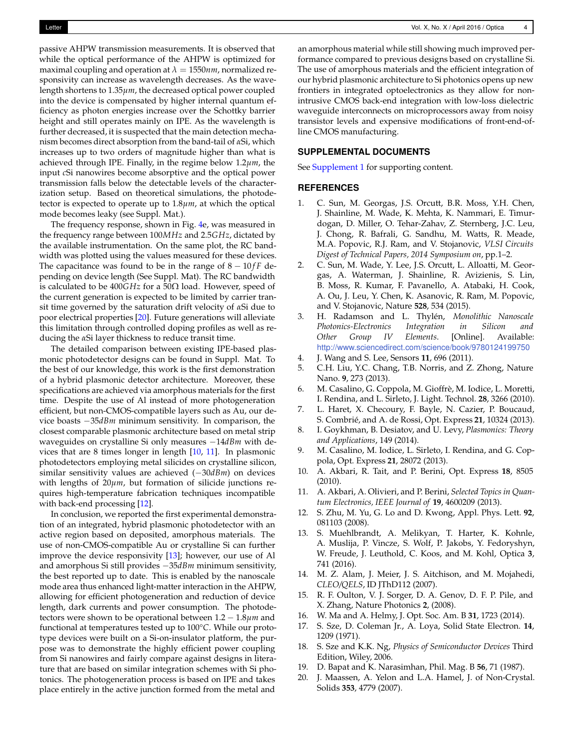passive AHPW transmission measurements. It is observed that while the optical performance of the AHPW is optimized for maximal coupling and operation at $\lambda = 1550nm$, normalized responsivity can increase as wavelength decreases. As the wavelength shortens to $1.35\mu m$, the decreased optical power coupled into the device is compensated by higher internal quantum efficiency as photon energies increase over the Schottky barrier height and still operates mainly on IPE. As the wavelength is further decreased, it is suspected that the main detection mechanism becomes direct absorption from the band-tail of *a*Si, which increases up to two orders of magnitude higher than what is achieved through IPE. Finally, in the regime below $1.2\mu m$, the input *c*Si nanowires become absorptive and the optical power transmission falls below the detectable levels of the characterization setup. Based on theoretical simulations, the photodetector is expected to operate up to $1.8\mu m$, at which the optical mode becomes leaky (see Suppl. Mat.).

The frequency response, shown in Fig. 4e, was measured in the frequency range between $100MHz$ and $2.5GHz$, dictated by the available instrumentation. On the same plot, the RC bandwidth was plotted using the values measured for these devices. The capacitance was found to be in the range of $8-10fF$ depending on device length (See Suppl. Mat). The RC bandwidth is calculated to be $400GHz$ for a $50\Omega$ load. However, speed of the current generation is expected to be limited by carrier transit time governed by the saturation drift velocity of *a*Si due to poor electrical properties [20]. Future generations will alleviate this limitation through controlled doping profiles as well as reducing the *a*Si layer thickness to reduce transit time.

The detailed comparison between existing IPE-based plasmonic photodetector designs can be found in Suppl. Mat. To the best of our knowledge, this work is the first demonstration of a hybrid plasmonic detector architecture. Moreover, these specifications are achieved via amorphous materials for the first time. Despite the use of Al instead of more photogeneration efficient, but non-CMOS-compatible layers such as Au, our device boasts $-35dBm$ minimum sensitivity. In comparison, the closest comparable plasmonic architecture based on metal strip waveguides on crystalline Si only measures $-14dBm$ with devices that are 8 times longer in length [10, 11]. In plasmonic photodetectors employing metal silicides on crystalline silicon, similar sensitivity values are achieved ($-30dBm$) on devices with lengths of $20\mu m$, but formation of silicide junctions requires high-temperature fabrication techniques incompatible with back-end processing [12].

In conclusion, we reported the first experimental demonstration of an integrated, hybrid plasmonic photodetector with an active region based on deposited, amorphous materials. The use of non-CMOS-compatible Au or crystalline Si can further improve the device responsivity [13]; however, our use of Al and amorphous Si still provides $-35dBm$ minimum sensitivity, the best reported up to date. This is enabled by the nanoscale mode area thus enhanced light-matter interaction in the AHPW, allowing for efficient photogeneration and reduction of device length, dark currents and power consumption. The photodetectors were shown to be operational between $1.2-1.8\mu m$ and functional at temperatures tested up to $100°C$. While our prototype devices were built on a Si-on-insulator platform, the purpose was to demonstrate the highly efficient power coupling from Si nanowires and fairly compare against designs in literature that are based on similar integration schemes with Si photonics. The photogeneration process is based on IPE and takes place entirely in the active junction formed from the metal and an amorphous material while still showing much improved performance compared to previous designs based on crystalline Si. The use of amorphous materials and the efficient integration of our hybrid plasmonic architecture to Si photonics opens up new frontiers in integrated optoelectronics as they allow for non-intrusive CMOS back-end integration with low-loss dielectric waveguide interconnects on microprocessors away from noisy transistor levels and expensive modifications of front-end-of-line CMOS manufacturing.

## SUPPLEMENTAL DOCUMENTS

See Supplement 1 for supporting content.

## REFERENCES

1. C. Sun, M. Georgas, J.S. Orcutt, B.R. Moss, Y.H. Chen, J. Shainline, M. Wade, K. Mehta, K. Nammari, E. Timurdogan, D. Miller, O. Tehar-Zahav, Z. Sternberg, J.C. Leu, J. Chong, R. Bafrali, G. Sandhu, M. Watts, R. Meade, M.A. Popovic, R.J. Ram, and V. Stojanovic, *VLSI Circuits Digest of Technical Papers, 2014 Symposium on*, pp.1–2.
2. C. Sun, M. Wade, Y. Lee, J.S. Orcutt, L. Alloatti, M. Georgas, A. Waterman, J. Shainline, R. Avizienis, S. Lin, B. Moss, R. Kumar, F. Pavanello, A. Atabaki, H. Cook, A. Ou, J. Leu, Y. Chen, K. Asanovic, R. Ram, M. Popovic, and V. Stojanovic, Nature **528**, 534 (2015).
3. H. Radamson and L. Thylén, *Monolithic Nanoscale Photonics-Electronics Integration in Silicon and Other Group IV Elements.* [Online]. Available: http://www.sciencedirect.com/science/book/9780124199750
4. J. Wang and S. Lee, Sensors **11**, 696 (2011).
5. C.H. Liu, Y.C. Chang, T.B. Norris, and Z. Zhong, Nature Nano. **9**, 273 (2013).
6. M. Casalino, G. Coppola, M. Gioffrè, M. Iodice, L. Moretti, I. Rendina, and L. Sirleto, J. Light. Technol. **28**, 3266 (2010).
7. L. Haret, X. Checoury, F. Bayle, N. Cazier, P. Boucaud, S. Combrié, and A. de Rossi, Opt. Express **21**, 10324 (2013).
8. I. Goykhman, B. Desiatov, and U. Levy, *Plasmonics: Theory and Applications*, 149 (2014).
9. M. Casalino, M. Iodice, L. Sirleto, I. Rendina, and G. Coppola, Opt. Express **21**, 28072 (2013).
10. A. Akbari, R. Tait, and P. Berini, Opt. Express **18**, 8505 (2010).
11. A. Akbari, A. Olivieri, and P. Berini, *Selected Topics in Quantum Electronics, IEEE Journal of* **19**, 4600209 (2013).
12. S. Zhu, M. Yu, G. Lo and D. Kwong, Appl. Phys. Lett. **92**, 081103 (2008).
13. S. Muehlbrandt, A. Melikyan, T. Harter, K. Kohnle, A. Muslija, P. Vincze, S. Wolf, P. Jakobs, Y. Fedoryshyn, W. Freude, J. Leuthold, C. Koos, and M. Kohl, Optica **3**, 741 (2016).
14. M. Z. Alam, J. Meier, J. S. Aitchison, and M. Mojahedi, *CLEO/QELS*, ID JThD112 (2007).
15. R. F. Oulton, V. J. Sorger, D. A. Genov, D. F. P. Pile, and X. Zhang, Nature Photonics **2**, (2008).
16. W. Ma and A. Helmy, J. Opt. Soc. Am. B **31**, 1723 (2014).
17. S. Sze, D. Coleman Jr., A. Loya, Solid State Electron. **14**, 1209 (1971).
18. S. Sze and K.K. Ng, *Physics of Semiconductor Devices* Third Edition, Wiley, 2006.
19. D. Bapat and K. Narasimhan, Phil. Mag. B **56**, 71 (1987).
20. J. Maassen, A. Yelon and L.A. Hamel, J. of Non-Crystal. Solids **353**, 4779 (2007).